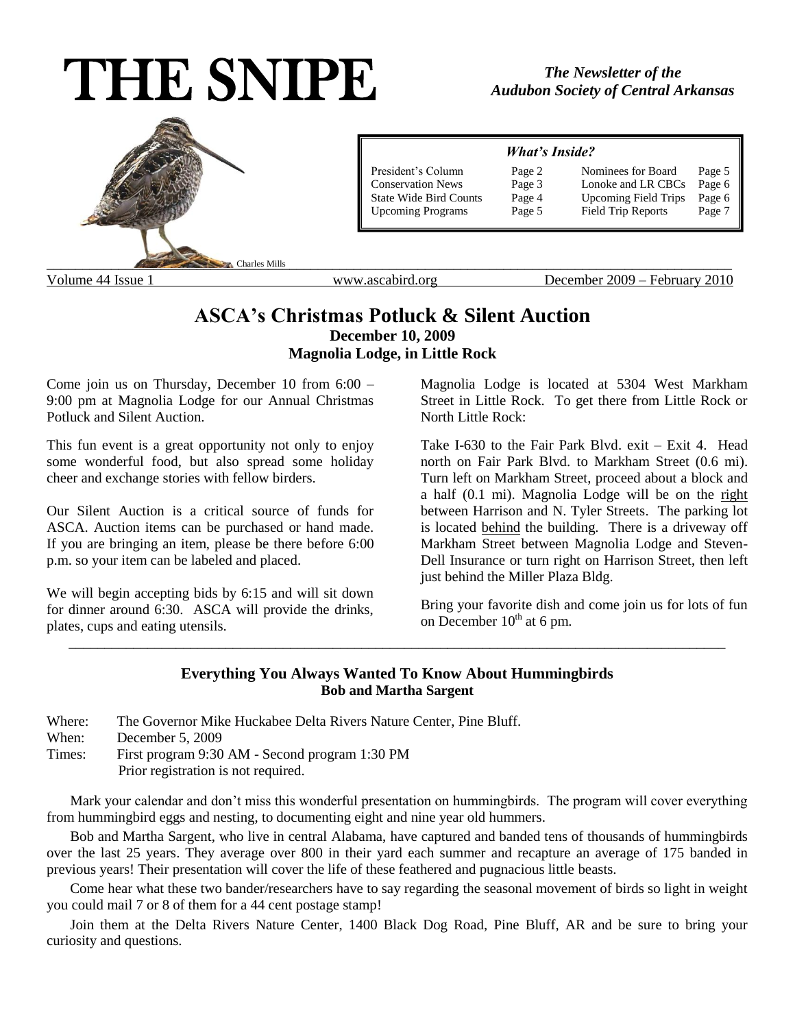# THE SNIPE

*The Newsletter of the Audubon Society of Central Arkansas*

Charles Mills

***What's Inside?***

| | | | |
|---|---|---|---|
| President's Column | Page 2 | Nominees for Board | Page 5 |
| Conservation News | Page 3 | Lonoke and LR CBCs | Page 6 |
| State Wide Bird Counts | Page 4 | Upcoming Field Trips | Page 6 |
| Upcoming Programs | Page 5 | Field Trip Reports | Page 7 |

Volume 44 Issue 1 www.ascabird.org December 2009 – February 2010

## ASCA's Christmas Potluck & Silent Auction

**December 10, 2009**
**Magnolia Lodge, in Little Rock**

Come join us on Thursday, December 10 from 6:00 – 9:00 pm at Magnolia Lodge for our Annual Christmas Potluck and Silent Auction.

This fun event is a great opportunity not only to enjoy some wonderful food, but also spread some holiday cheer and exchange stories with fellow birders.

Our Silent Auction is a critical source of funds for ASCA. Auction items can be purchased or hand made. If you are bringing an item, please be there before 6:00 p.m. so your item can be labeled and placed.

We will begin accepting bids by 6:15 and will sit down for dinner around 6:30. ASCA will provide the drinks, plates, cups and eating utensils.

Magnolia Lodge is located at 5304 West Markham Street in Little Rock. To get there from Little Rock or North Little Rock:

Take I-630 to the Fair Park Blvd. exit – Exit 4. Head north on Fair Park Blvd. to Markham Street (0.6 mi). Turn left on Markham Street, proceed about a block and a half (0.1 mi). Magnolia Lodge will be on the right between Harrison and N. Tyler Streets. The parking lot is located behind the building. There is a driveway off Markham Street between Magnolia Lodge and Steven-Dell Insurance or turn right on Harrison Street, then left just behind the Miller Plaza Bldg.

Bring your favorite dish and come join us for lots of fun on December 10th at 6 pm.

### Everything You Always Wanted To Know About Hummingbirds

**Bob and Martha Sargent**

Where: The Governor Mike Huckabee Delta Rivers Nature Center, Pine Bluff.
When: December 5, 2009
Times: First program 9:30 AM - Second program 1:30 PM
Prior registration is not required.

Mark your calendar and don't miss this wonderful presentation on hummingbirds. The program will cover everything from hummingbird eggs and nesting, to documenting eight and nine year old hummers.

Bob and Martha Sargent, who live in central Alabama, have captured and banded tens of thousands of hummingbirds over the last 25 years. They average over 800 in their yard each summer and recapture an average of 175 banded in previous years! Their presentation will cover the life of these feathered and pugnacious little beasts.

Come hear what these two bander/researchers have to say regarding the seasonal movement of birds so light in weight you could mail 7 or 8 of them for a 44 cent postage stamp!

Join them at the Delta Rivers Nature Center, 1400 Black Dog Road, Pine Bluff, AR and be sure to bring your curiosity and questions.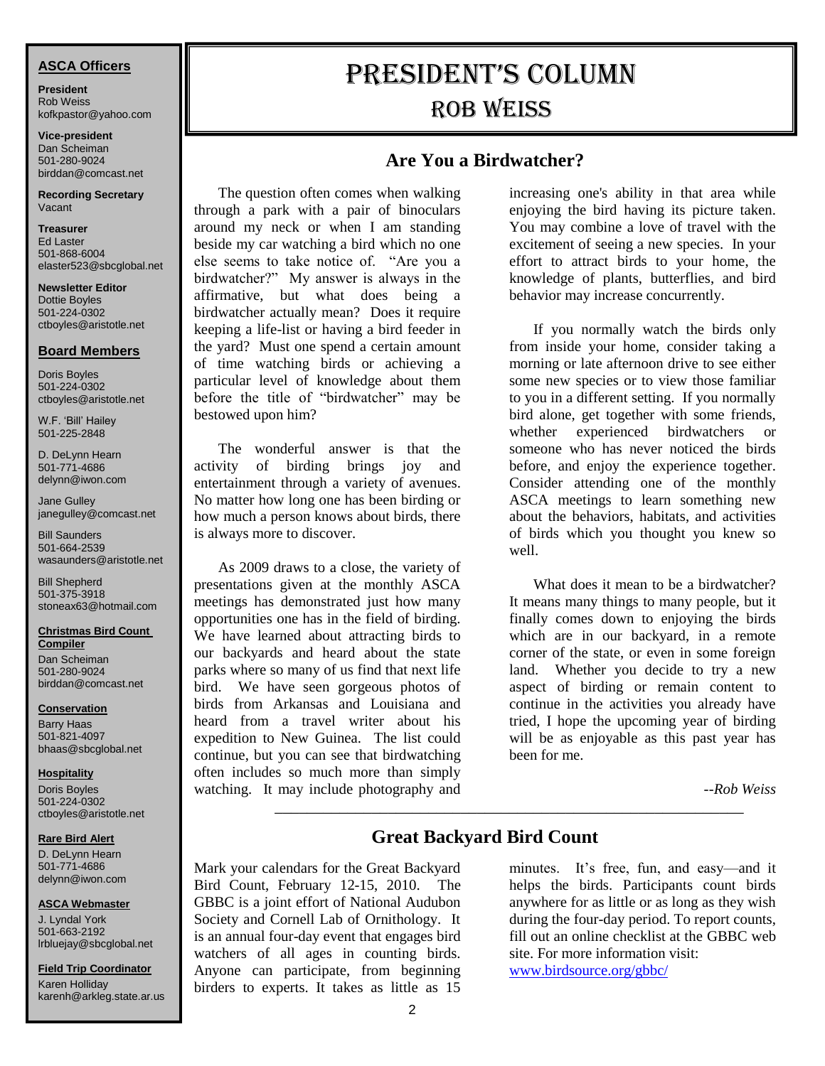## ASCA Officers

**President**
Rob Weiss
kofkpastor@yahoo.com

**Vice-president**
Dan Scheiman
501-280-9024
birddan@comcast.net

**Recording Secretary**
Vacant

**Treasurer**
Ed Laster
501-868-6004
elaster523@sbcglobal.net

**Newsletter Editor**
Dottie Boyles
501-224-0302
ctboyles@aristotle.net

## Board Members

Doris Boyles
501-224-0302
ctboyles@aristotle.net

W.F. 'Bill' Hailey
501-225-2848

D. DeLynn Hearn
501-771-4686
delynn@iwon.com

Jane Gulley
janegulley@comcast.net

Bill Saunders
501-664-2539
wasaunders@aristotle.net

Bill Shepherd
501-375-3918
stoneax63@hotmail.com

**Christmas Bird Count Compiler**
Dan Scheiman
501-280-9024
birddan@comcast.net

**Conservation**
Barry Haas
501-821-4097
bhaas@sbcglobal.net

**Hospitality**
Doris Boyles
501-224-0302
ctboyles@aristotle.net

**Rare Bird Alert**
D. DeLynn Hearn
501-771-4686
delynn@iwon.com

**ASCA Webmaster**
J. Lyndal York
501-663-2192
lrbluejay@sbcglobal.net

**Field Trip Coordinator**
Karen Holliday
karenh@arkleg.state.ar.us

# PRESIDENT'S COLUMN
## ROB WEISS

### Are You a Birdwatcher?

The question often comes when walking through a park with a pair of binoculars around my neck or when I am standing beside my car watching a bird which no one else seems to take notice of. "Are you a birdwatcher?" My answer is always in the affirmative, but what does being a birdwatcher actually mean? Does it require keeping a life-list or having a bird feeder in the yard? Must one spend a certain amount of time watching birds or achieving a particular level of knowledge about them before the title of "birdwatcher" may be bestowed upon him?

The wonderful answer is that the activity of birding brings joy and entertainment through a variety of avenues. No matter how long one has been birding or how much a person knows about birds, there is always more to discover.

As 2009 draws to a close, the variety of presentations given at the monthly ASCA meetings has demonstrated just how many opportunities one has in the field of birding. We have learned about attracting birds to our backyards and heard about the state parks where so many of us find that next life bird. We have seen gorgeous photos of birds from Arkansas and Louisiana and heard from a travel writer about his expedition to New Guinea. The list could continue, but you can see that birdwatching often includes so much more than simply watching. It may include photography and increasing one's ability in that area while enjoying the bird having its picture taken. You may combine a love of travel with the excitement of seeing a new species. In your effort to attract birds to your home, the knowledge of plants, butterflies, and bird behavior may increase concurrently.

If you normally watch the birds only from inside your home, consider taking a morning or late afternoon drive to see either some new species or to view those familiar to you in a different setting. If you normally bird alone, get together with some friends, whether experienced birdwatchers or someone who has never noticed the birds before, and enjoy the experience together. Consider attending one of the monthly ASCA meetings to learn something new about the behaviors, habitats, and activities of birds which you thought you knew so well.

What does it mean to be a birdwatcher? It means many things to many people, but it finally comes down to enjoying the birds which are in our backyard, in a remote corner of the state, or even in some foreign land. Whether you decide to try a new aspect of birding or remain content to continue in the activities you already have tried, I hope the upcoming year of birding will be as enjoyable as this past year has been for me.

*--Rob Weiss*

---

### Great Backyard Bird Count

Mark your calendars for the Great Backyard Bird Count, February 12-15, 2010. The GBBC is a joint effort of National Audubon Society and Cornell Lab of Ornithology. It is an annual four-day event that engages bird watchers of all ages in counting birds. Anyone can participate, from beginning birders to experts. It takes as little as 15 minutes. It's free, fun, and easy—and it helps the birds. Participants count birds anywhere for as little or as long as they wish during the four-day period. To report counts, fill out an online checklist at the GBBC web site. For more information visit: www.birdsource.org/gbbc/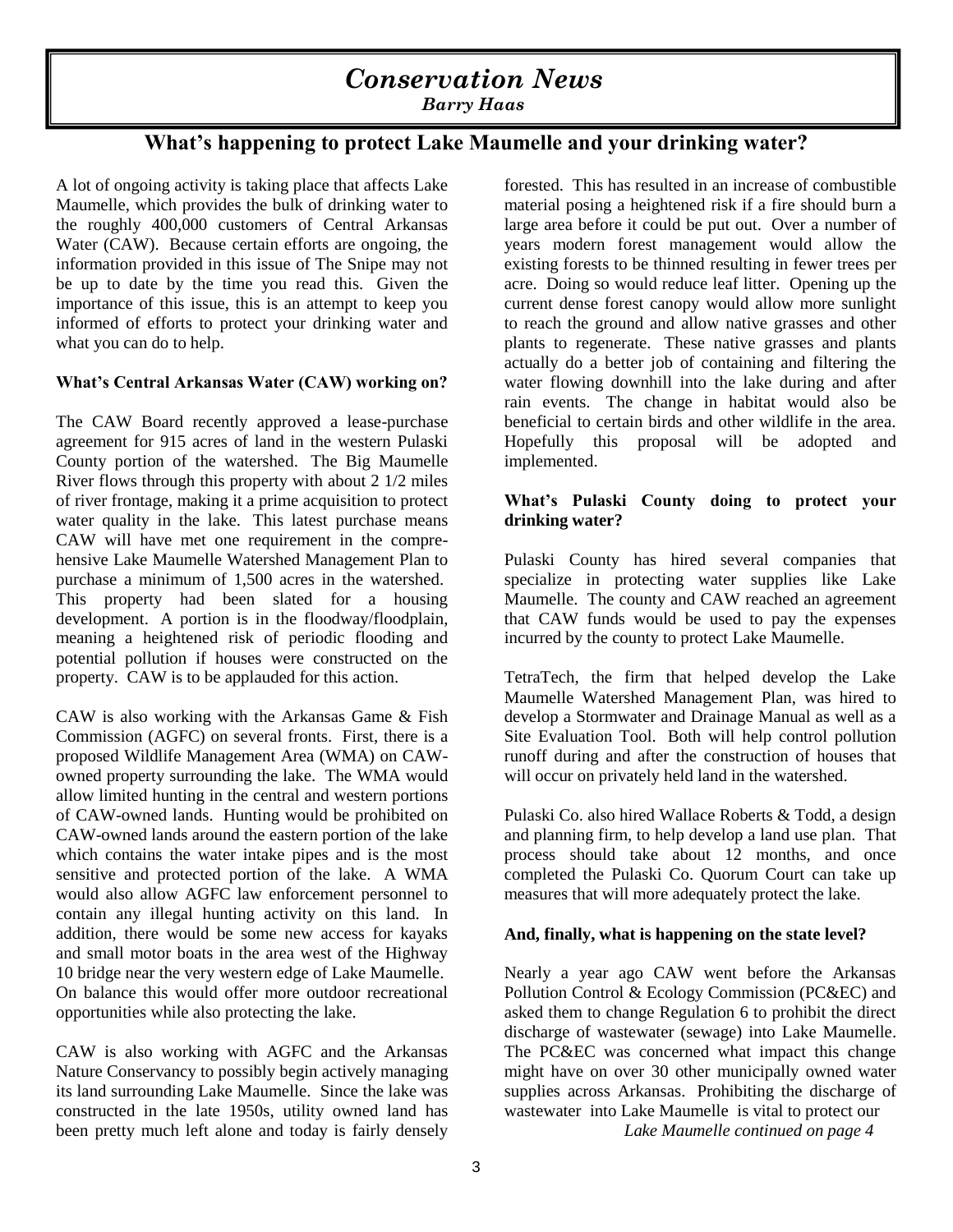# *Conservation News*

***Barry Haas***

## What's happening to protect Lake Maumelle and your drinking water?

A lot of ongoing activity is taking place that affects Lake Maumelle, which provides the bulk of drinking water to the roughly 400,000 customers of Central Arkansas Water (CAW). Because certain efforts are ongoing, the information provided in this issue of The Snipe may not be up to date by the time you read this. Given the importance of this issue, this is an attempt to keep you informed of efforts to protect your drinking water and what you can do to help.

**What's Central Arkansas Water (CAW) working on?**

The CAW Board recently approved a lease-purchase agreement for 915 acres of land in the western Pulaski County portion of the watershed. The Big Maumelle River flows through this property with about 2 1/2 miles of river frontage, making it a prime acquisition to protect water quality in the lake. This latest purchase means CAW will have met one requirement in the comprehensive Lake Maumelle Watershed Management Plan to purchase a minimum of 1,500 acres in the watershed. This property had been slated for a housing development. A portion is in the floodway/floodplain, meaning a heightened risk of periodic flooding and potential pollution if houses were constructed on the property. CAW is to be applauded for this action.

CAW is also working with the Arkansas Game & Fish Commission (AGFC) on several fronts. First, there is a proposed Wildlife Management Area (WMA) on CAW-owned property surrounding the lake. The WMA would allow limited hunting in the central and western portions of CAW-owned lands. Hunting would be prohibited on CAW-owned lands around the eastern portion of the lake which contains the water intake pipes and is the most sensitive and protected portion of the lake. A WMA would also allow AGFC law enforcement personnel to contain any illegal hunting activity on this land. In addition, there would be some new access for kayaks and small motor boats in the area west of the Highway 10 bridge near the very western edge of Lake Maumelle. On balance this would offer more outdoor recreational opportunities while also protecting the lake.

CAW is also working with AGFC and the Arkansas Nature Conservancy to possibly begin actively managing its land surrounding Lake Maumelle. Since the lake was constructed in the late 1950s, utility owned land has been pretty much left alone and today is fairly densely forested. This has resulted in an increase of combustible material posing a heightened risk if a fire should burn a large area before it could be put out. Over a number of years modern forest management would allow the existing forests to be thinned resulting in fewer trees per acre. Doing so would reduce leaf litter. Opening up the current dense forest canopy would allow more sunlight to reach the ground and allow native grasses and other plants to regenerate. These native grasses and plants actually do a better job of containing and filtering the water flowing downhill into the lake during and after rain events. The change in habitat would also be beneficial to certain birds and other wildlife in the area. Hopefully this proposal will be adopted and implemented.

**What's Pulaski County doing to protect your drinking water?**

Pulaski County has hired several companies that specialize in protecting water supplies like Lake Maumelle. The county and CAW reached an agreement that CAW funds would be used to pay the expenses incurred by the county to protect Lake Maumelle.

TetraTech, the firm that helped develop the Lake Maumelle Watershed Management Plan, was hired to develop a Stormwater and Drainage Manual as well as a Site Evaluation Tool. Both will help control pollution runoff during and after the construction of houses that will occur on privately held land in the watershed.

Pulaski Co. also hired Wallace Roberts & Todd, a design and planning firm, to help develop a land use plan. That process should take about 12 months, and once completed the Pulaski Co. Quorum Court can take up measures that will more adequately protect the lake.

**And, finally, what is happening on the state level?**

Nearly a year ago CAW went before the Arkansas Pollution Control & Ecology Commission (PC&EC) and asked them to change Regulation 6 to prohibit the direct discharge of wastewater (sewage) into Lake Maumelle. The PC&EC was concerned what impact this change might have on over 30 other municipally owned water supplies across Arkansas. Prohibiting the discharge of wastewater into Lake Maumelle is vital to protect our

*Lake Maumelle continued on page 4*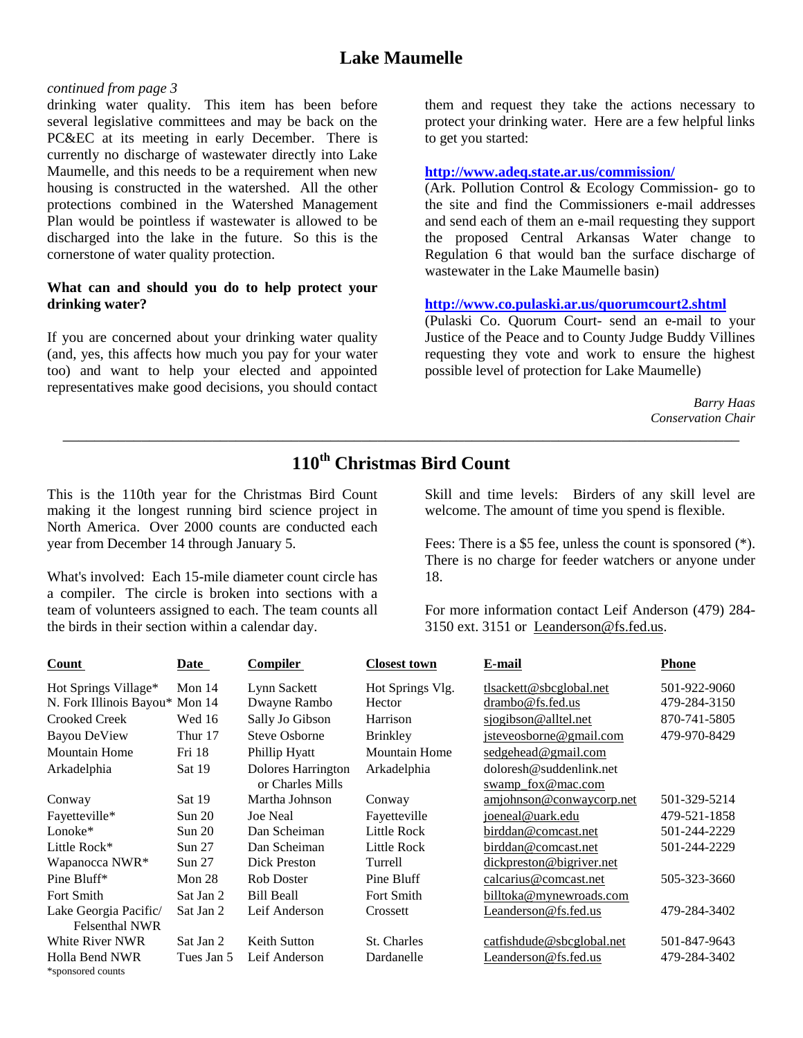## Lake Maumelle

*continued from page 3*

drinking water quality. This item has been before several legislative committees and may be back on the PC&EC at its meeting in early December. There is currently no discharge of wastewater directly into Lake Maumelle, and this needs to be a requirement when new housing is constructed in the watershed. All the other protections combined in the Watershed Management Plan would be pointless if wastewater is allowed to be discharged into the lake in the future. So this is the cornerstone of water quality protection.

**What can and should you do to help protect your drinking water?**

If you are concerned about your drinking water quality (and, yes, this affects how much you pay for your water too) and want to help your elected and appointed representatives make good decisions, you should contact them and request they take the actions necessary to protect your drinking water. Here are a few helpful links to get you started:

**http://www.adeq.state.ar.us/commission/**
(Ark. Pollution Control & Ecology Commission- go to the site and find the Commissioners e-mail addresses and send each of them an e-mail requesting they support the proposed Central Arkansas Water change to Regulation 6 that would ban the surface discharge of wastewater in the Lake Maumelle basin)

**http://www.co.pulaski.ar.us/quorumcourt2.shtml**
(Pulaski Co. Quorum Court- send an e-mail to your Justice of the Peace and to County Judge Buddy Villines requesting they vote and work to ensure the highest possible level of protection for Lake Maumelle)

*Barry Haas*
*Conservation Chair*

---

## 110th Christmas Bird Count

This is the 110th year for the Christmas Bird Count making it the longest running bird science project in North America. Over 2000 counts are conducted each year from December 14 through January 5.

What's involved: Each 15-mile diameter count circle has a compiler. The circle is broken into sections with a team of volunteers assigned to each. The team counts all the birds in their section within a calendar day.

Skill and time levels: Birders of any skill level are welcome. The amount of time you spend is flexible.

Fees: There is a $5 fee, unless the count is sponsored (*). There is no charge for feeder watchers or anyone under 18.

For more information contact Leif Anderson (479) 284-3150 ext. 3151 or Leanderson@fs.fed.us.

| Count | Date | Compiler | Closest town | E-mail | Phone |
|---|---|---|---|---|---|
| Hot Springs Village* | Mon 14 | Lynn Sackett | Hot Springs Vlg. | tlsackett@sbcglobal.net | 501-922-9060 |
| N. Fork Illinois Bayou* | Mon 14 | Dwayne Rambo | Hector | drambo@fs.fed.us | 479-284-3150 |
| Crooked Creek | Wed 16 | Sally Jo Gibson | Harrison | sjogibson@alltel.net | 870-741-5805 |
| Bayou DeView | Thur 17 | Steve Osborne | Brinkley | jsteveosborne@gmail.com | 479-970-8429 |
| Mountain Home | Fri 18 | Phillip Hyatt | Mountain Home | sedgehead@gmail.com | |
| Arkadelphia | Sat 19 | Dolores Harrington or Charles Mills | Arkadelphia | doloresh@suddenlink.net swamp_fox@mac.com | |
| Conway | Sat 19 | Martha Johnson | Conway | amjohnson@conwaycorp.net | 501-329-5214 |
| Fayetteville* | Sun 20 | Joe Neal | Fayetteville | joeneal@uark.edu | 479-521-1858 |
| Lonoke* | Sun 20 | Dan Scheiman | Little Rock | birddan@comcast.net | 501-244-2229 |
| Little Rock* | Sun 27 | Dan Scheiman | Little Rock | birddan@comcast.net | 501-244-2229 |
| Wapanocca NWR* | Sun 27 | Dick Preston | Turrell | dickpreston@bigriver.net | |
| Pine Bluff* | Mon 28 | Rob Doster | Pine Bluff | calcarius@comcast.net | 505-323-3660 |
| Fort Smith | Sat Jan 2 | Bill Beall | Fort Smith | billtoka@mynewroads.com | |
| Lake Georgia Pacific/ Felsenthal NWR | Sat Jan 2 | Leif Anderson | Crossett | Leanderson@fs.fed.us | 479-284-3402 |
| White River NWR | Sat Jan 2 | Keith Sutton | St. Charles | catfishdude@sbcglobal.net | 501-847-9643 |
| Holla Bend NWR | Tues Jan 5 | Leif Anderson | Dardanelle | Leanderson@fs.fed.us | 479-284-3402 |

*sponsored counts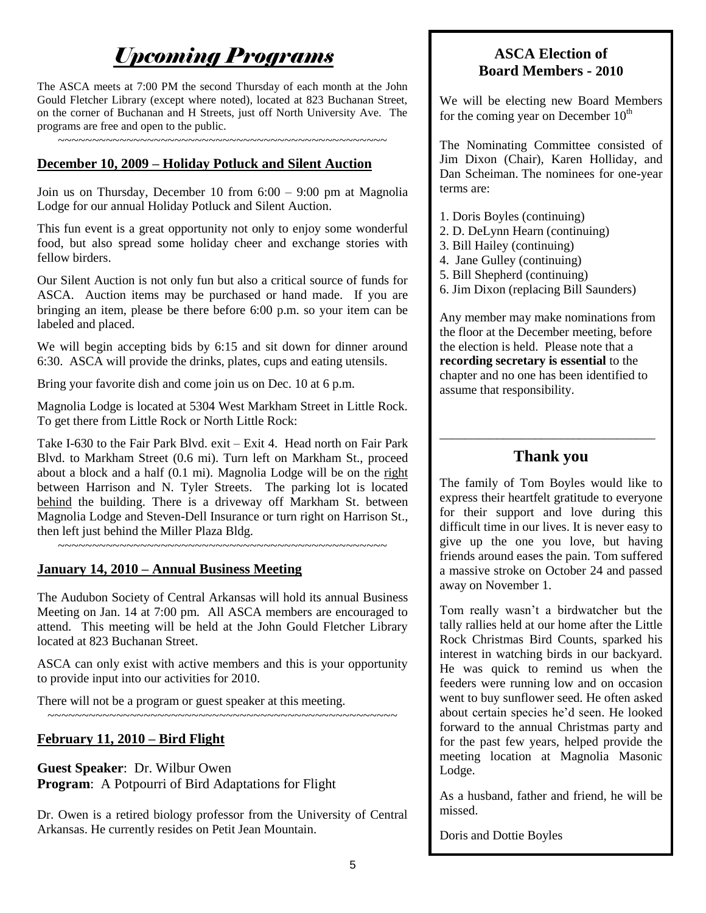# *Upcoming Programs*

The ASCA meets at 7:00 PM the second Thursday of each month at the John Gould Fletcher Library (except where noted), located at 823 Buchanan Street, on the corner of Buchanan and H Streets, just off North University Ave. The programs are free and open to the public.

~~~~~~~~~~~~~~~~~~~~~~~~~~~~~~~~~~~~~~~~~~~~~~~~~~~

## December 10, 2009 – Holiday Potluck and Silent Auction

Join us on Thursday, December 10 from 6:00 – 9:00 pm at Magnolia Lodge for our annual Holiday Potluck and Silent Auction.

This fun event is a great opportunity not only to enjoy some wonderful food, but also spread some holiday cheer and exchange stories with fellow birders.

Our Silent Auction is not only fun but also a critical source of funds for ASCA. Auction items may be purchased or hand made. If you are bringing an item, please be there before 6:00 p.m. so your item can be labeled and placed.

We will begin accepting bids by 6:15 and sit down for dinner around 6:30. ASCA will provide the drinks, plates, cups and eating utensils.

Bring your favorite dish and come join us on Dec. 10 at 6 p.m.

Magnolia Lodge is located at 5304 West Markham Street in Little Rock. To get there from Little Rock or North Little Rock:

Take I-630 to the Fair Park Blvd. exit – Exit 4. Head north on Fair Park Blvd. to Markham Street (0.6 mi). Turn left on Markham St., proceed about a block and a half (0.1 mi). Magnolia Lodge will be on the right between Harrison and N. Tyler Streets. The parking lot is located behind the building. There is a driveway off Markham St. between Magnolia Lodge and Steven-Dell Insurance or turn right on Harrison St., then left just behind the Miller Plaza Bldg.

~~~~~~~~~~~~~~~~~~~~~~~~~~~~~~~~~~~~~~~~~~~~~~~~~~~

## January 14, 2010 – Annual Business Meeting

The Audubon Society of Central Arkansas will hold its annual Business Meeting on Jan. 14 at 7:00 pm. All ASCA members are encouraged to attend. This meeting will be held at the John Gould Fletcher Library located at 823 Buchanan Street.

ASCA can only exist with active members and this is your opportunity to provide input into our activities for 2010.

There will not be a program or guest speaker at this meeting.

~~~~~~~~~~~~~~~~~~~~~~~~~~~~~~~~~~~~~~~~~~~~~~~~~~~

## February 11, 2010 – Bird Flight

**Guest Speaker**: Dr. Wilbur Owen
**Program**: A Potpourri of Bird Adaptations for Flight

Dr. Owen is a retired biology professor from the University of Central Arkansas. He currently resides on Petit Jean Mountain.

## ASCA Election of Board Members - 2010

We will be electing new Board Members for the coming year on December 10th

The Nominating Committee consisted of Jim Dixon (Chair), Karen Holliday, and Dan Scheiman. The nominees for one-year terms are:

1. Doris Boyles (continuing)
2. D. DeLynn Hearn (continuing)
3. Bill Hailey (continuing)
4. Jane Gulley (continuing)
5. Bill Shepherd (continuing)
6. Jim Dixon (replacing Bill Saunders)

Any member may make nominations from the floor at the December meeting, before the election is held. Please note that a **recording secretary is essential** to the chapter and no one has been identified to assume that responsibility.

## Thank you

The family of Tom Boyles would like to express their heartfelt gratitude to everyone for their support and love during this difficult time in our lives. It is never easy to give up the one you love, but having friends around eases the pain. Tom suffered a massive stroke on October 24 and passed away on November 1.

Tom really wasn't a birdwatcher but the tally rallies held at our home after the Little Rock Christmas Bird Counts, sparked his interest in watching birds in our backyard. He was quick to remind us when the feeders were running low and on occasion went to buy sunflower seed. He often asked about certain species he'd seen. He looked forward to the annual Christmas party and for the past few years, helped provide the meeting location at Magnolia Masonic Lodge.

As a husband, father and friend, he will be missed.

Doris and Dottie Boyles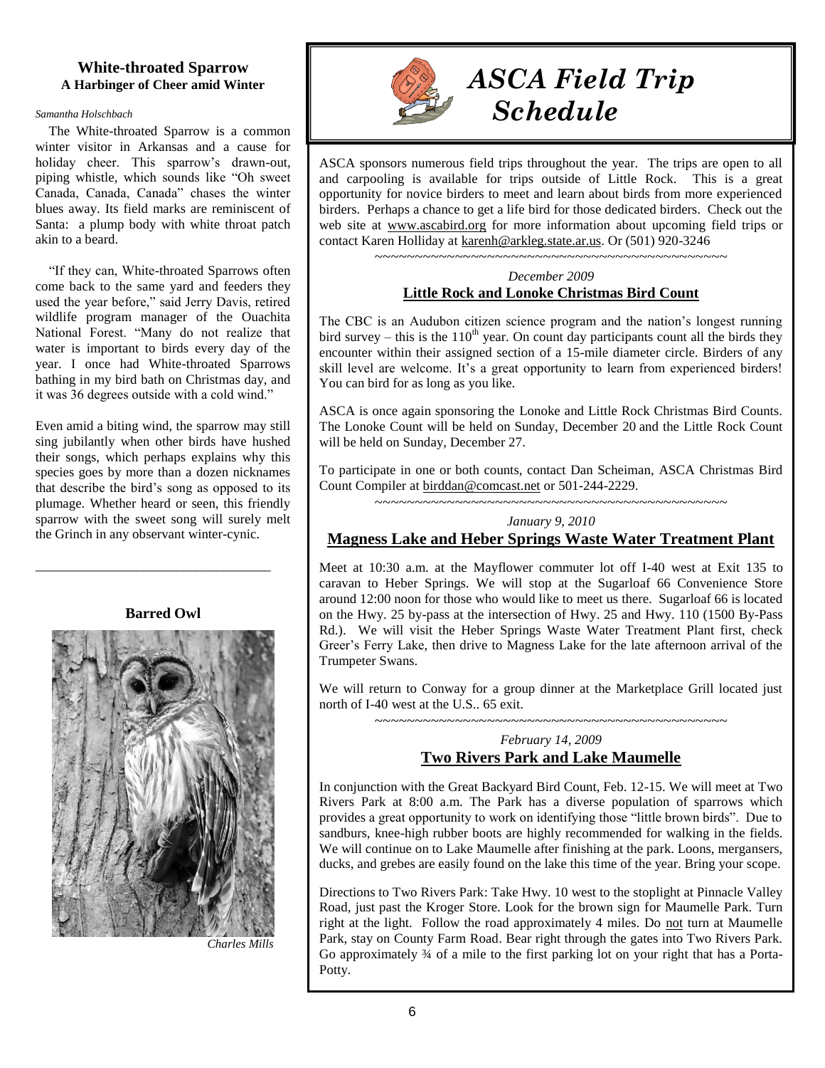## White-throated Sparrow

**A Harbinger of Cheer amid Winter**

*Samantha Holschbach*

The White-throated Sparrow is a common winter visitor in Arkansas and a cause for holiday cheer. This sparrow's drawn-out, piping whistle, which sounds like "Oh sweet Canada, Canada, Canada" chases the winter blues away. Its field marks are reminiscent of Santa: a plump body with white throat patch akin to a beard.

"If they can, White-throated Sparrows often come back to the same yard and feeders they used the year before," said Jerry Davis, retired wildlife program manager of the Ouachita National Forest. "Many do not realize that water is important to birds every day of the year. I once had White-throated Sparrows bathing in my bird bath on Christmas day, and it was 36 degrees outside with a cold wind."

Even amid a biting wind, the sparrow may still sing jubilantly when other birds have hushed their songs, which perhaps explains why this species goes by more than a dozen nicknames that describe the bird's song as opposed to its plumage. Whether heard or seen, this friendly sparrow with the sweet song will surely melt the Grinch in any observant winter-cynic.

---

**Barred Owl**

*Charles Mills*

# *ASCA Field Trip Schedule*

ASCA sponsors numerous field trips throughout the year. The trips are open to all and carpooling is available for trips outside of Little Rock. This is a great opportunity for novice birders to meet and learn about birds from more experienced birders. Perhaps a chance to get a life bird for those dedicated birders. Check out the web site at www.ascabird.org for more information about upcoming field trips or contact Karen Holliday at karenh@arkleg.state.ar.us. Or (501) 920-3246

~~~~~~~~~~~~~~~~~~~~~~~~~~~~~~~~~~~~~~~~~~~~~~~~~

*December 2009*

**Little Rock and Lonoke Christmas Bird Count**

The CBC is an Audubon citizen science program and the nation's longest running bird survey – this is the 110th year. On count day participants count all the birds they encounter within their assigned section of a 15-mile diameter circle. Birders of any skill level are welcome. It's a great opportunity to learn from experienced birders! You can bird for as long as you like.

ASCA is once again sponsoring the Lonoke and Little Rock Christmas Bird Counts. The Lonoke Count will be held on Sunday, December 20 and the Little Rock Count will be held on Sunday, December 27.

To participate in one or both counts, contact Dan Scheiman, ASCA Christmas Bird Count Compiler at birddan@comcast.net or 501-244-2229.

~~~~~~~~~~~~~~~~~~~~~~~~~~~~~~~~~~~~~~~~~~~~~~~~~

*January 9, 2010*

**Magness Lake and Heber Springs Waste Water Treatment Plant**

Meet at 10:30 a.m. at the Mayflower commuter lot off I-40 west at Exit 135 to caravan to Heber Springs. We will stop at the Sugarloaf 66 Convenience Store around 12:00 noon for those who would like to meet us there. Sugarloaf 66 is located on the Hwy. 25 by-pass at the intersection of Hwy. 25 and Hwy. 110 (1500 By-Pass Rd.). We will visit the Heber Springs Waste Water Treatment Plant first, check Greer's Ferry Lake, then drive to Magness Lake for the late afternoon arrival of the Trumpeter Swans.

We will return to Conway for a group dinner at the Marketplace Grill located just north of I-40 west at the U.S.. 65 exit.

~~~~~~~~~~~~~~~~~~~~~~~~~~~~~~~~~~~~~~~~~~~~~~~~~

*February 14, 2009*

**Two Rivers Park and Lake Maumelle**

In conjunction with the Great Backyard Bird Count, Feb. 12-15. We will meet at Two Rivers Park at 8:00 a.m. The Park has a diverse population of sparrows which provides a great opportunity to work on identifying those "little brown birds". Due to sandburs, knee-high rubber boots are highly recommended for walking in the fields. We will continue on to Lake Maumelle after finishing at the park. Loons, mergansers, ducks, and grebes are easily found on the lake this time of the year. Bring your scope.

Directions to Two Rivers Park: Take Hwy. 10 west to the stoplight at Pinnacle Valley Road, just past the Kroger Store. Look for the brown sign for Maumelle Park. Turn right at the light. Follow the road approximately 4 miles. Do not turn at Maumelle Park, stay on County Farm Road. Bear right through the gates into Two Rivers Park. Go approximately ¾ of a mile to the first parking lot on your right that has a Porta-Potty.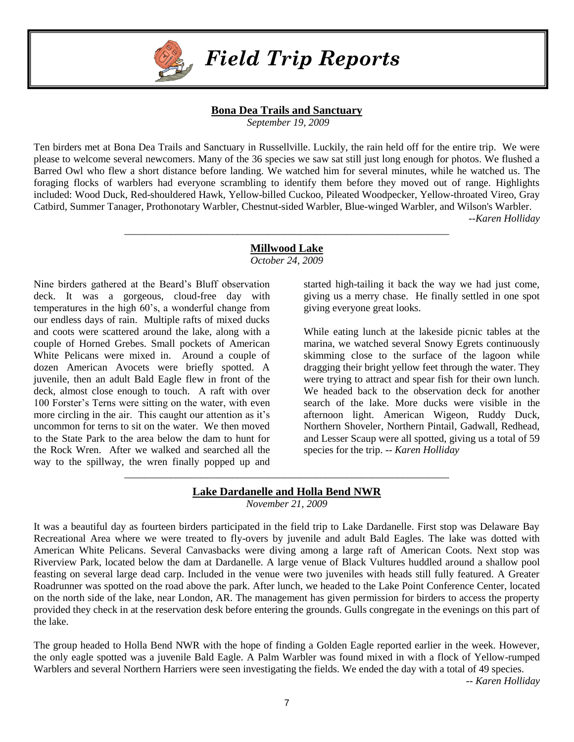# Field Trip Reports

## Bona Dea Trails and Sanctuary

*September 19, 2009*

Ten birders met at Bona Dea Trails and Sanctuary in Russellville. Luckily, the rain held off for the entire trip. We were please to welcome several newcomers. Many of the 36 species we saw sat still just long enough for photos. We flushed a Barred Owl who flew a short distance before landing. We watched him for several minutes, while he watched us. The foraging flocks of warblers had everyone scrambling to identify them before they moved out of range. Highlights included: Wood Duck, Red-shouldered Hawk, Yellow-billed Cuckoo, Pileated Woodpecker, Yellow-throated Vireo, Gray Catbird, Summer Tanager, Prothonotary Warbler, Chestnut-sided Warbler, Blue-winged Warbler, and Wilson's Warbler.

*--Karen Holliday*

---

## Millwood Lake

*October 24, 2009*

Nine birders gathered at the Beard's Bluff observation deck. It was a gorgeous, cloud-free day with temperatures in the high 60's, a wonderful change from our endless days of rain. Multiple rafts of mixed ducks and coots were scattered around the lake, along with a couple of Horned Grebes. Small pockets of American White Pelicans were mixed in. Around a couple of dozen American Avocets were briefly spotted. A juvenile, then an adult Bald Eagle flew in front of the deck, almost close enough to touch. A raft with over 100 Forster's Terns were sitting on the water, with even more circling in the air. This caught our attention as it's uncommon for terns to sit on the water. We then moved to the State Park to the area below the dam to hunt for the Rock Wren. After we walked and searched all the way to the spillway, the wren finally popped up and started high-tailing it back the way we had just come, giving us a merry chase. He finally settled in one spot giving everyone great looks.

While eating lunch at the lakeside picnic tables at the marina, we watched several Snowy Egrets continuously skimming close to the surface of the lagoon while dragging their bright yellow feet through the water. They were trying to attract and spear fish for their own lunch. We headed back to the observation deck for another search of the lake. More ducks were visible in the afternoon light. American Wigeon, Ruddy Duck, Northern Shoveler, Northern Pintail, Gadwall, Redhead, and Lesser Scaup were all spotted, giving us a total of 59 species for the trip. *-- Karen Holliday*

---

## Lake Dardanelle and Holla Bend NWR

*November 21, 2009*

It was a beautiful day as fourteen birders participated in the field trip to Lake Dardanelle. First stop was Delaware Bay Recreational Area where we were treated to fly-overs by juvenile and adult Bald Eagles. The lake was dotted with American White Pelicans. Several Canvasbacks were diving among a large raft of American Coots. Next stop was Riverview Park, located below the dam at Dardanelle. A large venue of Black Vultures huddled around a shallow pool feasting on several large dead carp. Included in the venue were two juveniles with heads still fully featured. A Greater Roadrunner was spotted on the road above the park. After lunch, we headed to the Lake Point Conference Center, located on the north side of the lake, near London, AR. The management has given permission for birders to access the property provided they check in at the reservation desk before entering the grounds. Gulls congregate in the evenings on this part of the lake.

The group headed to Holla Bend NWR with the hope of finding a Golden Eagle reported earlier in the week. However, the only eagle spotted was a juvenile Bald Eagle. A Palm Warbler was found mixed in with a flock of Yellow-rumped Warblers and several Northern Harriers were seen investigating the fields. We ended the day with a total of 49 species.

*-- Karen Holliday*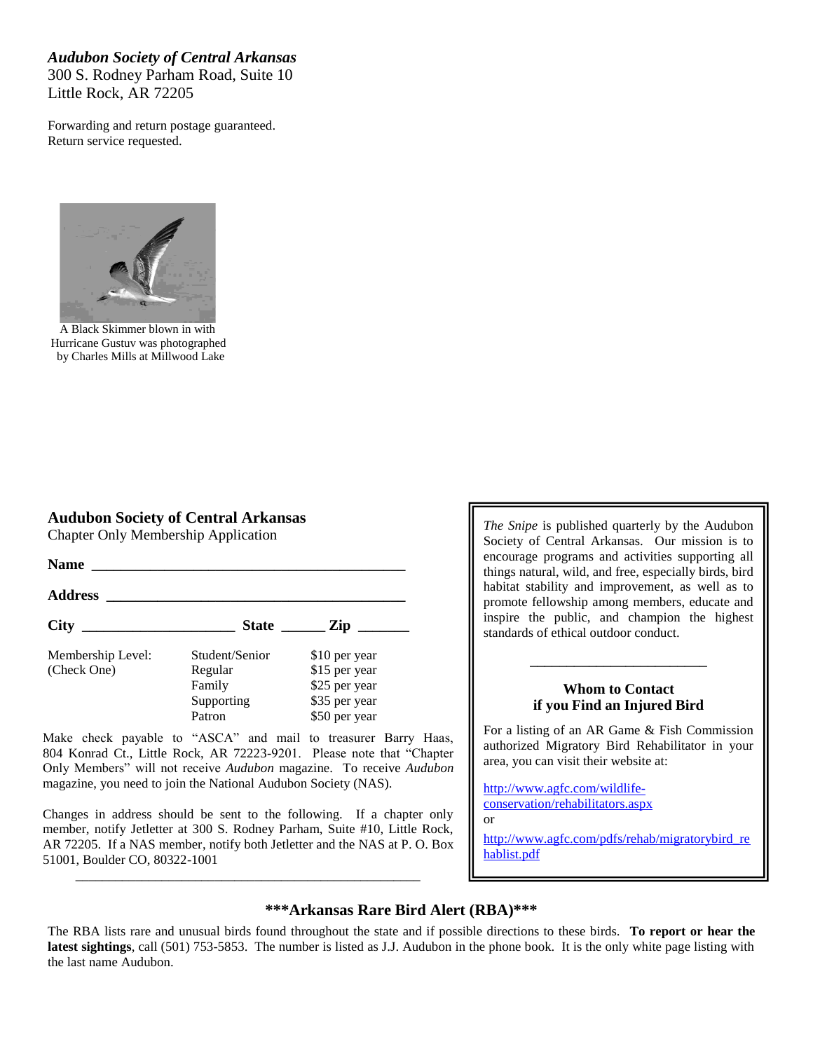*Audubon Society of Central Arkansas*
300 S. Rodney Parham Road, Suite 10
Little Rock, AR 72205

Forwarding and return postage guaranteed.
Return service requested.

A Black Skimmer blown in with Hurricane Gustuv was photographed by Charles Mills at Millwood Lake

## Audubon Society of Central Arkansas

Chapter Only Membership Application

**Name** ___________________________________________

**Address** ________________________________________

**City** ____________________ **State** ______ **Zip** _______

| | | |
|---|---|---|
| Membership Level: (Check One) | Student/Senior | $10 per year |
| | Regular | $15 per year |
| | Family | $25 per year |
| | Supporting | $35 per year |
| | Patron | $50 per year |

Make check payable to "ASCA" and mail to treasurer Barry Haas, 804 Konrad Ct., Little Rock, AR 72223-9201. Please note that "Chapter Only Members" will not receive *Audubon* magazine. To receive *Audubon* magazine, you need to join the National Audubon Society (NAS).

Changes in address should be sent to the following. If a chapter only member, notify Jetletter at 300 S. Rodney Parham, Suite #10, Little Rock, AR 72205. If a NAS member, notify both Jetletter and the NAS at P. O. Box 51001, Boulder CO, 80322-1001

---

*The Snipe* is published quarterly by the Audubon Society of Central Arkansas. Our mission is to encourage programs and activities supporting all things natural, wild, and free, especially birds, bird habitat stability and improvement, as well as to promote fellowship among members, educate and inspire the public, and champion the highest standards of ethical outdoor conduct.

---

### Whom to Contact if you Find an Injured Bird

For a listing of an AR Game & Fish Commission authorized Migratory Bird Rehabilitator in your area, you can visit their website at:

http://www.agfc.com/wildlife-conservation/rehabilitators.aspx
or
http://www.agfc.com/pdfs/rehab/migratorybird_rehablist.pdf

## ***Arkansas Rare Bird Alert (RBA)***

The RBA lists rare and unusual birds found throughout the state and if possible directions to these birds. **To report or hear the latest sightings**, call (501) 753-5853. The number is listed as J.J. Audubon in the phone book. It is the only white page listing with the last name Audubon.